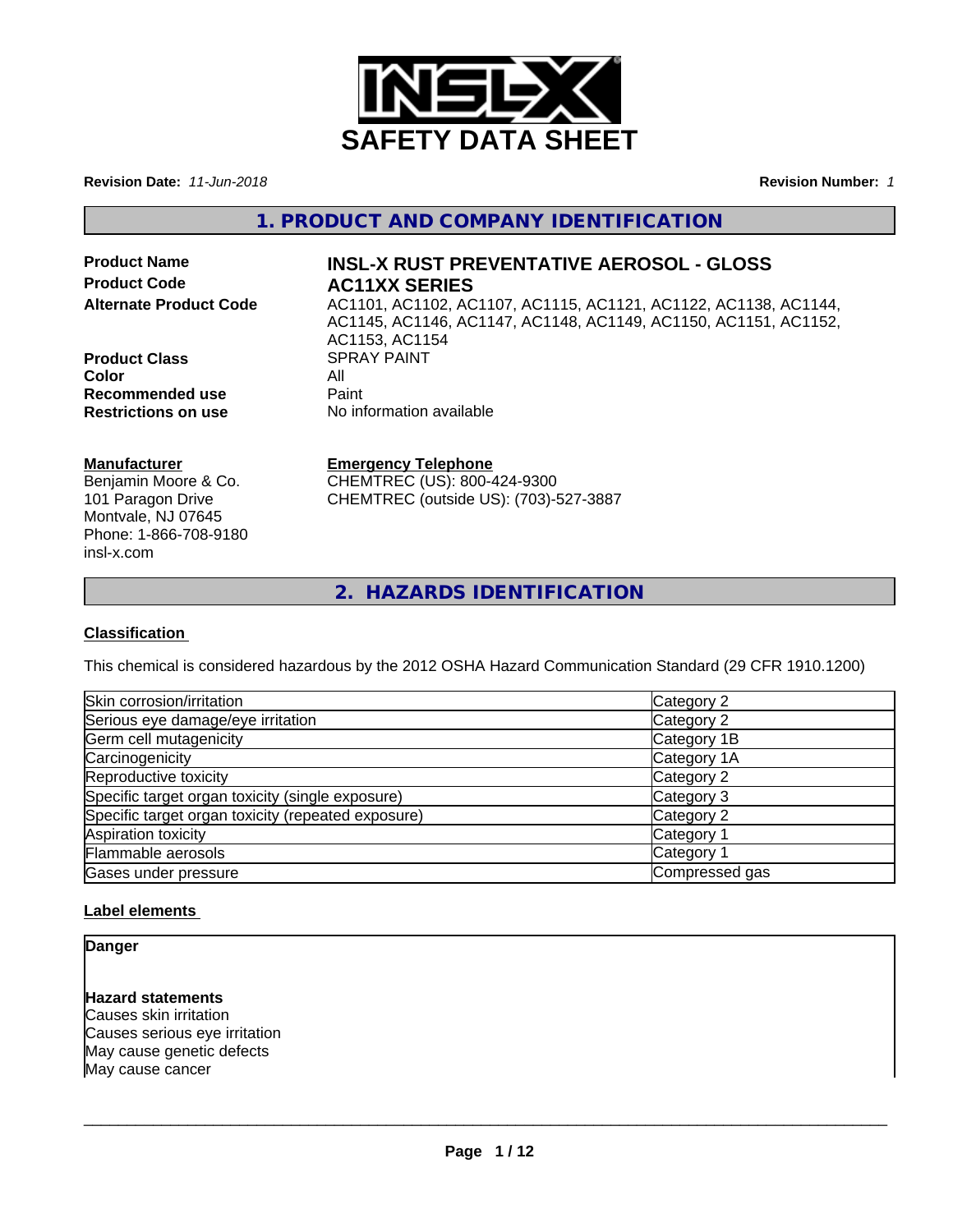# SAFETY DATA SHEET

**Revision Date:** *11-Jun-2018* **Revision Number:** *1*

## 1. PRODUCT AND COMPANY IDENTIFICATION

**Product Name** INSL-X RUST PREVENTATIVE AEROSOL - GLOSS

**Product Code** AC11XX SERIES

**Alternate Product Code** AC1101, AC1102, AC1107, AC1115, AC1121, AC1122, AC1138, AC1144, AC1145, AC1146, AC1147, AC1148, AC1149, AC1150, AC1151, AC1152, AC1153, AC1154

**Product Class** SPRAY PAINT

**Color** All

**Recommended use** Paint

**Restrictions on use** No information available

**Manufacturer**
Benjamin Moore & Co.
101 Paragon Drive
Montvale, NJ 07645
Phone: 1-866-708-9180
insl-x.com

**Emergency Telephone**
CHEMTREC (US): 800-424-9300
CHEMTREC (outside US): (703)-527-3887

## 2. HAZARDS IDENTIFICATION

### Classification

This chemical is considered hazardous by the 2012 OSHA Hazard Communication Standard (29 CFR 1910.1200)

| Hazard | Category |
| --- | --- |
| Skin corrosion/irritation | Category 2 |
| Serious eye damage/eye irritation | Category 2 |
| Germ cell mutagenicity | Category 1B |
| Carcinogenicity | Category 1A |
| Reproductive toxicity | Category 2 |
| Specific target organ toxicity (single exposure) | Category 3 |
| Specific target organ toxicity (repeated exposure) | Category 2 |
| Aspiration toxicity | Category 1 |
| Flammable aerosols | Category 1 |
| Gases under pressure | Compressed gas |

### Label elements

**Danger**

**Hazard statements**
Causes skin irritation
Causes serious eye irritation
May cause genetic defects
May cause cancer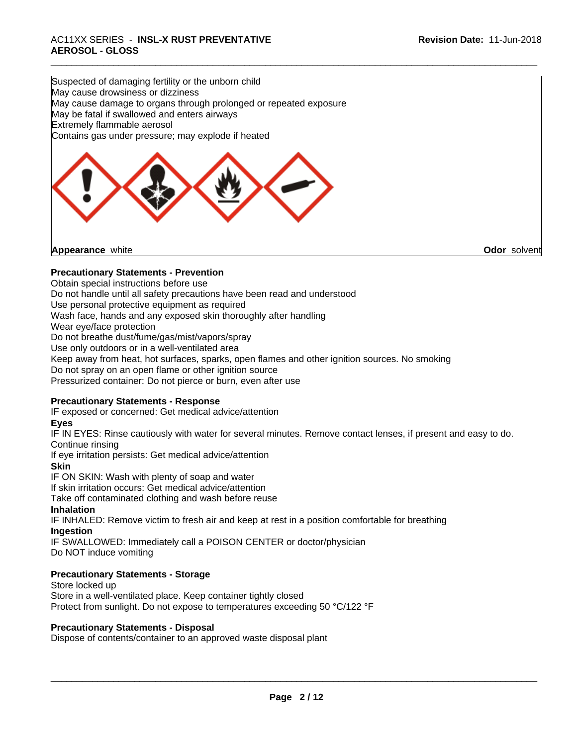Suspected of damaging fertility or the unborn child
May cause drowsiness or dizziness
May cause damage to organs through prolonged or repeated exposure
May be fatal if swallowed and enters airways
Extremely flammable aerosol
Contains gas under pressure; may explode if heated

**Appearance** white **Odor** solvent

**Precautionary Statements - Prevention**

Obtain special instructions before use
Do not handle until all safety precautions have been read and understood
Use personal protective equipment as required
Wash face, hands and any exposed skin thoroughly after handling
Wear eye/face protection
Do not breathe dust/fume/gas/mist/vapors/spray
Use only outdoors or in a well-ventilated area
Keep away from heat, hot surfaces, sparks, open flames and other ignition sources. No smoking
Do not spray on an open flame or other ignition source
Pressurized container: Do not pierce or burn, even after use

**Precautionary Statements - Response**

IF exposed or concerned: Get medical advice/attention

**Eyes**

IF IN EYES: Rinse cautiously with water for several minutes. Remove contact lenses, if present and easy to do. Continue rinsing
If eye irritation persists: Get medical advice/attention

**Skin**

IF ON SKIN: Wash with plenty of soap and water
If skin irritation occurs: Get medical advice/attention
Take off contaminated clothing and wash before reuse

**Inhalation**

IF INHALED: Remove victim to fresh air and keep at rest in a position comfortable for breathing

**Ingestion**

IF SWALLOWED: Immediately call a POISON CENTER or doctor/physician
Do NOT induce vomiting

**Precautionary Statements - Storage**

Store locked up
Store in a well-ventilated place. Keep container tightly closed
Protect from sunlight. Do not expose to temperatures exceeding 50 °C/122 °F

**Precautionary Statements - Disposal**

Dispose of contents/container to an approved waste disposal plant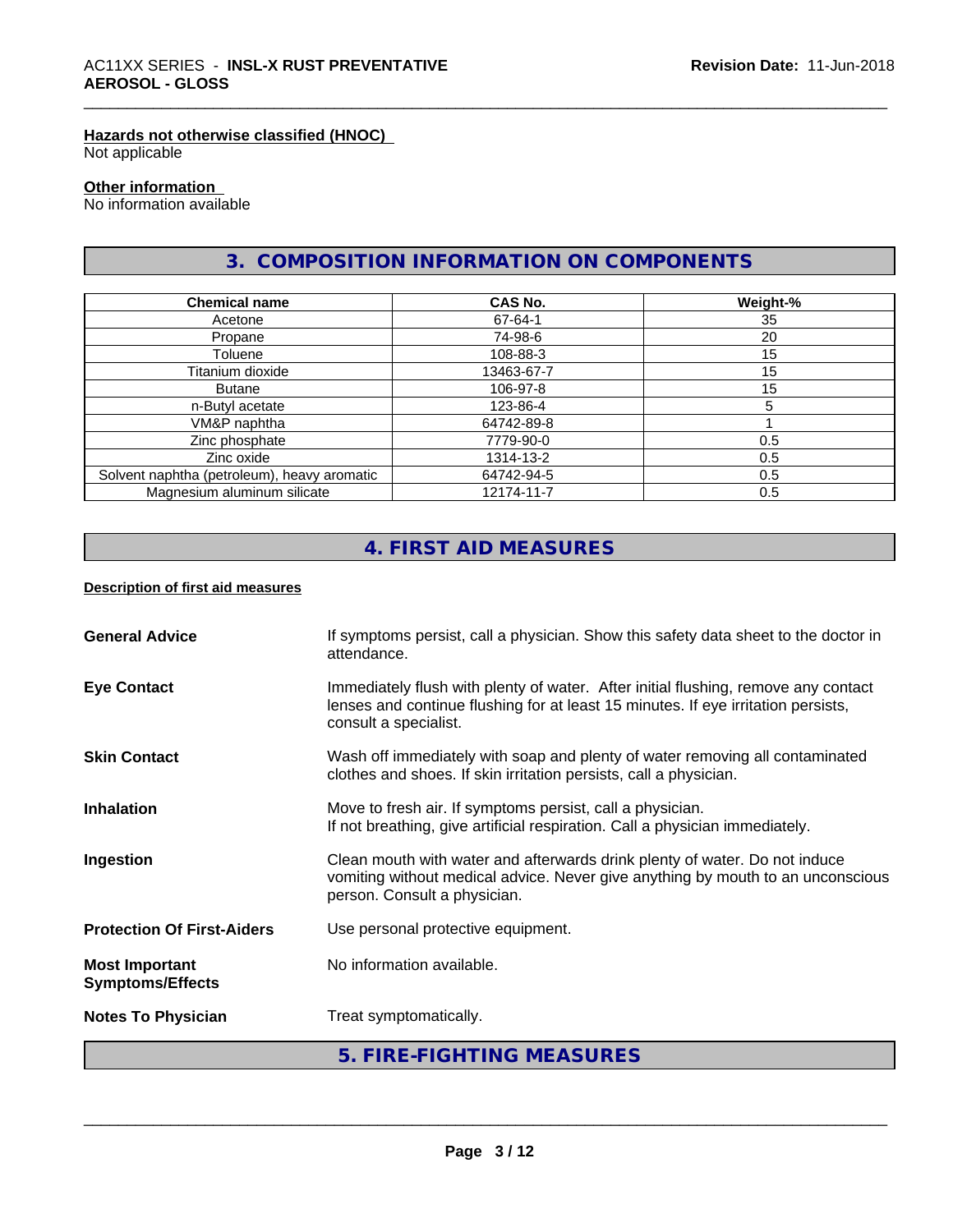#### Hazards not otherwise classified (HNOC)
Not applicable

#### Other information
No information available

## 3. COMPOSITION INFORMATION ON COMPONENTS

| Chemical name | CAS No. | Weight-% |
| --- | --- | --- |
| Acetone | 67-64-1 | 35 |
| Propane | 74-98-6 | 20 |
| Toluene | 108-88-3 | 15 |
| Titanium dioxide | 13463-67-7 | 15 |
| Butane | 106-97-8 | 15 |
| n-Butyl acetate | 123-86-4 | 5 |
| VM&P naphtha | 64742-89-8 | 1 |
| Zinc phosphate | 7779-90-0 | 0.5 |
| Zinc oxide | 1314-13-2 | 0.5 |
| Solvent naphtha (petroleum), heavy aromatic | 64742-94-5 | 0.5 |
| Magnesium aluminum silicate | 12174-11-7 | 0.5 |

## 4. FIRST AID MEASURES

#### Description of first aid measures

**General Advice**
If symptoms persist, call a physician. Show this safety data sheet to the doctor in attendance.

**Eye Contact**
Immediately flush with plenty of water. After initial flushing, remove any contact lenses and continue flushing for at least 15 minutes. If eye irritation persists, consult a specialist.

**Skin Contact**
Wash off immediately with soap and plenty of water removing all contaminated clothes and shoes. If skin irritation persists, call a physician.

**Inhalation**
Move to fresh air. If symptoms persist, call a physician.
If not breathing, give artificial respiration. Call a physician immediately.

**Ingestion**
Clean mouth with water and afterwards drink plenty of water. Do not induce vomiting without medical advice. Never give anything by mouth to an unconscious person. Consult a physician.

**Protection Of First-Aiders**
Use personal protective equipment.

**Most Important Symptoms/Effects**
No information available.

**Notes To Physician**
Treat symptomatically.

## 5. FIRE-FIGHTING MEASURES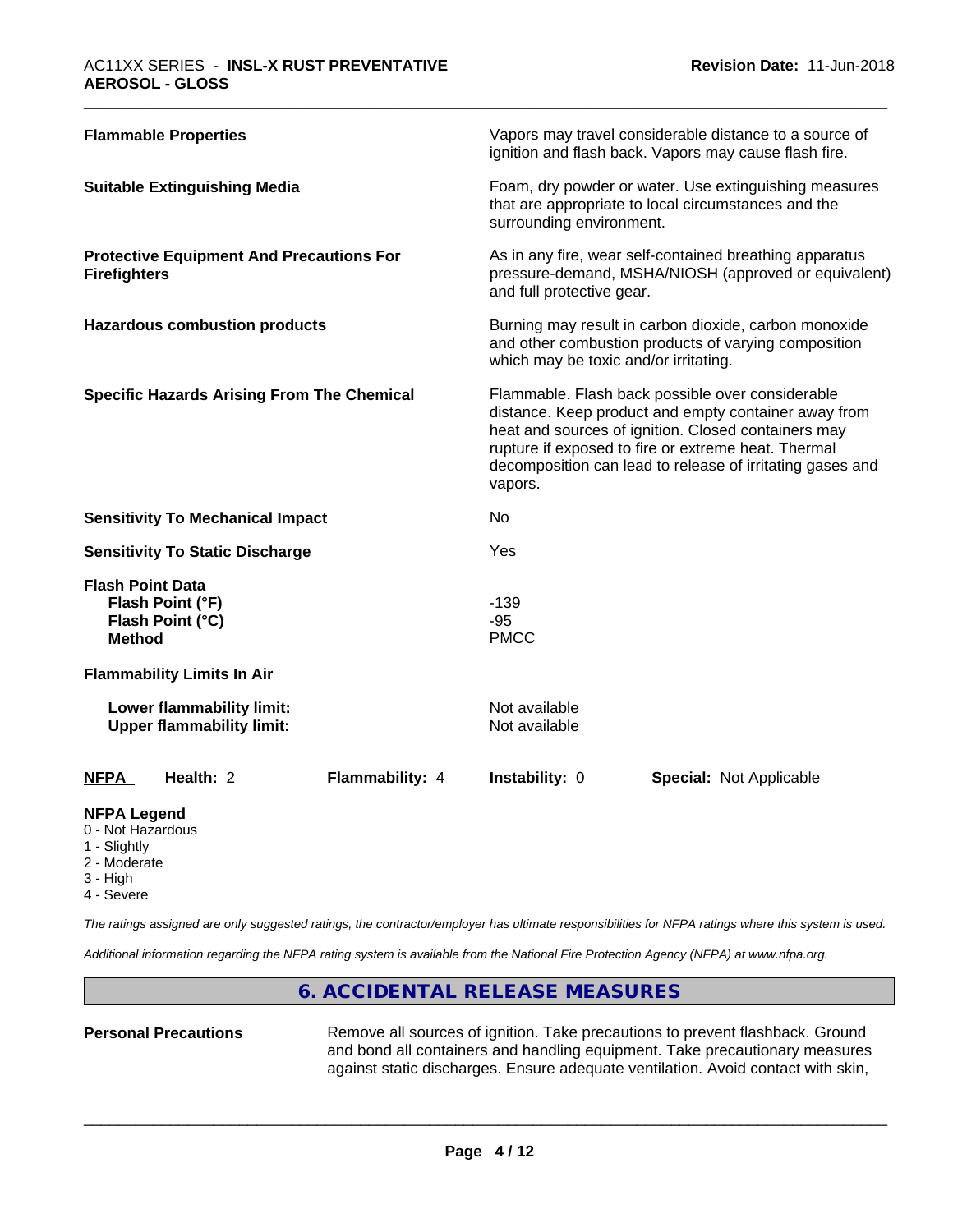| | |
|---|---|
| **Flammable Properties** | Vapors may travel considerable distance to a source of ignition and flash back. Vapors may cause flash fire. |
| **Suitable Extinguishing Media** | Foam, dry powder or water. Use extinguishing measures that are appropriate to local circumstances and the surrounding environment. |
| **Protective Equipment And Precautions For Firefighters** | As in any fire, wear self-contained breathing apparatus pressure-demand, MSHA/NIOSH (approved or equivalent) and full protective gear. |
| **Hazardous combustion products** | Burning may result in carbon dioxide, carbon monoxide and other combustion products of varying composition which may be toxic and/or irritating. |
| **Specific Hazards Arising From The Chemical** | Flammable. Flash back possible over considerable distance. Keep product and empty container away from heat and sources of ignition. Closed containers may rupture if exposed to fire or extreme heat. Thermal decomposition can lead to release of irritating gases and vapors. |
| **Sensitivity To Mechanical Impact** | No |
| **Sensitivity To Static Discharge** | Yes |

**Flash Point Data**

| | |
|---|---|
| **Flash Point (°F)** | -139 |
| **Flash Point (°C)** | -95 |
| **Method** | PMCC |

**Flammability Limits In Air**

| | |
|---|---|
| **Lower flammability limit:** | Not available |
| **Upper flammability limit:** | Not available |

| NFPA | Health: 2 | Flammability: 4 | Instability: 0 | Special: Not Applicable |
|---|---|---|---|---|

**NFPA Legend**
- 0 - Not Hazardous
- 1 - Slightly
- 2 - Moderate
- 3 - High
- 4 - Severe

*The ratings assigned are only suggested ratings, the contractor/employer has ultimate responsibilities for NFPA ratings where this system is used.*

*Additional information regarding the NFPA rating system is available from the National Fire Protection Agency (NFPA) at www.nfpa.org.*

## 6. ACCIDENTAL RELEASE MEASURES

| | |
|---|---|
| **Personal Precautions** | Remove all sources of ignition. Take precautions to prevent flashback. Ground and bond all containers and handling equipment. Take precautionary measures against static discharges. Ensure adequate ventilation. Avoid contact with skin, |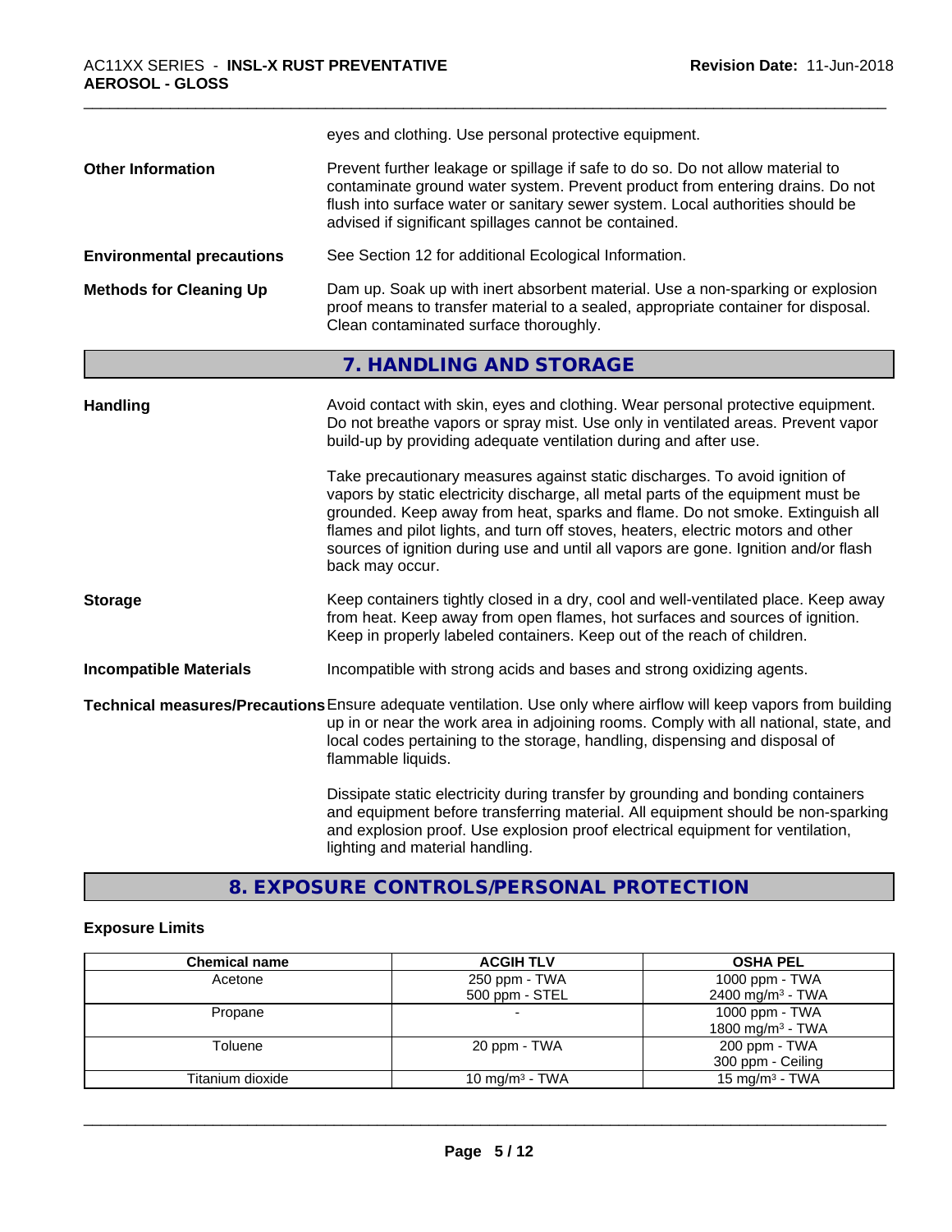eyes and clothing. Use personal protective equipment.

**Other Information**

Prevent further leakage or spillage if safe to do so. Do not allow material to contaminate ground water system. Prevent product from entering drains. Do not flush into surface water or sanitary sewer system. Local authorities should be advised if significant spillages cannot be contained.

**Environmental precautions**

See Section 12 for additional Ecological Information.

**Methods for Cleaning Up**

Dam up. Soak up with inert absorbent material. Use a non-sparking or explosion proof means to transfer material to a sealed, appropriate container for disposal. Clean contaminated surface thoroughly.

## 7. HANDLING AND STORAGE

**Handling**

Avoid contact with skin, eyes and clothing. Wear personal protective equipment. Do not breathe vapors or spray mist. Use only in ventilated areas. Prevent vapor build-up by providing adequate ventilation during and after use.

Take precautionary measures against static discharges. To avoid ignition of vapors by static electricity discharge, all metal parts of the equipment must be grounded. Keep away from heat, sparks and flame. Do not smoke. Extinguish all flames and pilot lights, and turn off stoves, heaters, electric motors and other sources of ignition during use and until all vapors are gone. Ignition and/or flash back may occur.

**Storage**

Keep containers tightly closed in a dry, cool and well-ventilated place. Keep away from heat. Keep away from open flames, hot surfaces and sources of ignition. Keep in properly labeled containers. Keep out of the reach of children.

**Incompatible Materials**

Incompatible with strong acids and bases and strong oxidizing agents.

**Technical measures/Precautions**

Ensure adequate ventilation. Use only where airflow will keep vapors from building up in or near the work area in adjoining rooms. Comply with all national, state, and local codes pertaining to the storage, handling, dispensing and disposal of flammable liquids.

Dissipate static electricity during transfer by grounding and bonding containers and equipment before transferring material. All equipment should be non-sparking and explosion proof. Use explosion proof electrical equipment for ventilation, lighting and material handling.

## 8. EXPOSURE CONTROLS/PERSONAL PROTECTION

**Exposure Limits**

| Chemical name | ACGIH TLV | OSHA PEL |
|---|---|---|
| Acetone | 250 ppm - TWA<br>500 ppm - STEL | 1000 ppm - TWA<br>2400 mg/m³ - TWA |
| Propane | - | 1000 ppm - TWA<br>1800 mg/m³ - TWA |
| Toluene | 20 ppm - TWA | 200 ppm - TWA<br>300 ppm - Ceiling |
| Titanium dioxide | 10 mg/m³ - TWA | 15 mg/m³ - TWA |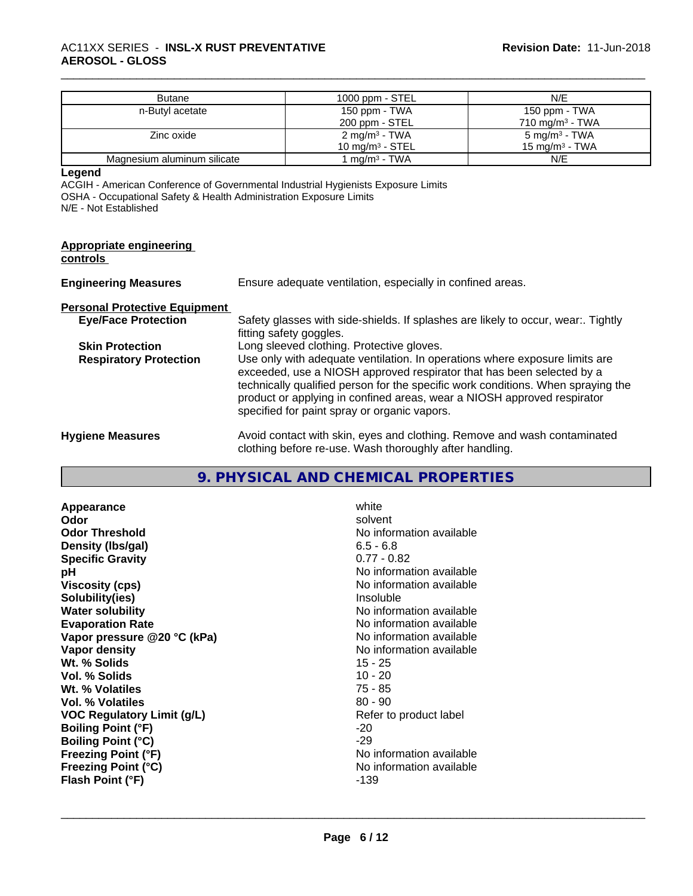| Butane | 1000 ppm - STEL | N/E |
|---|---|---|
| n-Butyl acetate | 150 ppm - TWA<br>200 ppm - STEL | 150 ppm - TWA<br>710 mg/m³ - TWA |
| Zinc oxide | 2 mg/m³ - TWA<br>10 mg/m³ - STEL | 5 mg/m³ - TWA<br>15 mg/m³ - TWA |
| Magnesium aluminum silicate | 1 mg/m³ - TWA | N/E |

**Legend**

ACGIH - American Conference of Governmental Industrial Hygienists Exposure Limits
OSHA - Occupational Safety & Health Administration Exposure Limits
N/E - Not Established

**Appropriate engineering controls**

**Engineering Measures** Ensure adequate ventilation, especially in confined areas.

**Personal Protective Equipment**

**Eye/Face Protection** Safety glasses with side-shields. If splashes are likely to occur, wear:. Tightly fitting safety goggles.

**Skin Protection** Long sleeved clothing. Protective gloves.

**Respiratory Protection** Use only with adequate ventilation. In operations where exposure limits are exceeded, use a NIOSH approved respirator that has been selected by a technically qualified person for the specific work conditions. When spraying the product or applying in confined areas, wear a NIOSH approved respirator specified for paint spray or organic vapors.

**Hygiene Measures** Avoid contact with skin, eyes and clothing. Remove and wash contaminated clothing before re-use. Wash thoroughly after handling.

## 9. PHYSICAL AND CHEMICAL PROPERTIES

| | |
|---|---|
| **Appearance** | white |
| **Odor** | solvent |
| **Odor Threshold** | No information available |
| **Density (lbs/gal)** | 6.5 - 6.8 |
| **Specific Gravity** | 0.77 - 0.82 |
| **pH** | No information available |
| **Viscosity (cps)** | No information available |
| **Solubility(ies)** | Insoluble |
| **Water solubility** | No information available |
| **Evaporation Rate** | No information available |
| **Vapor pressure @20 °C (kPa)** | No information available |
| **Vapor density** | No information available |
| **Wt. % Solids** | 15 - 25 |
| **Vol. % Solids** | 10 - 20 |
| **Wt. % Volatiles** | 75 - 85 |
| **Vol. % Volatiles** | 80 - 90 |
| **VOC Regulatory Limit (g/L)** | Refer to product label |
| **Boiling Point (°F)** | -20 |
| **Boiling Point (°C)** | -29 |
| **Freezing Point (°F)** | No information available |
| **Freezing Point (°C)** | No information available |
| **Flash Point (°F)** | -139 |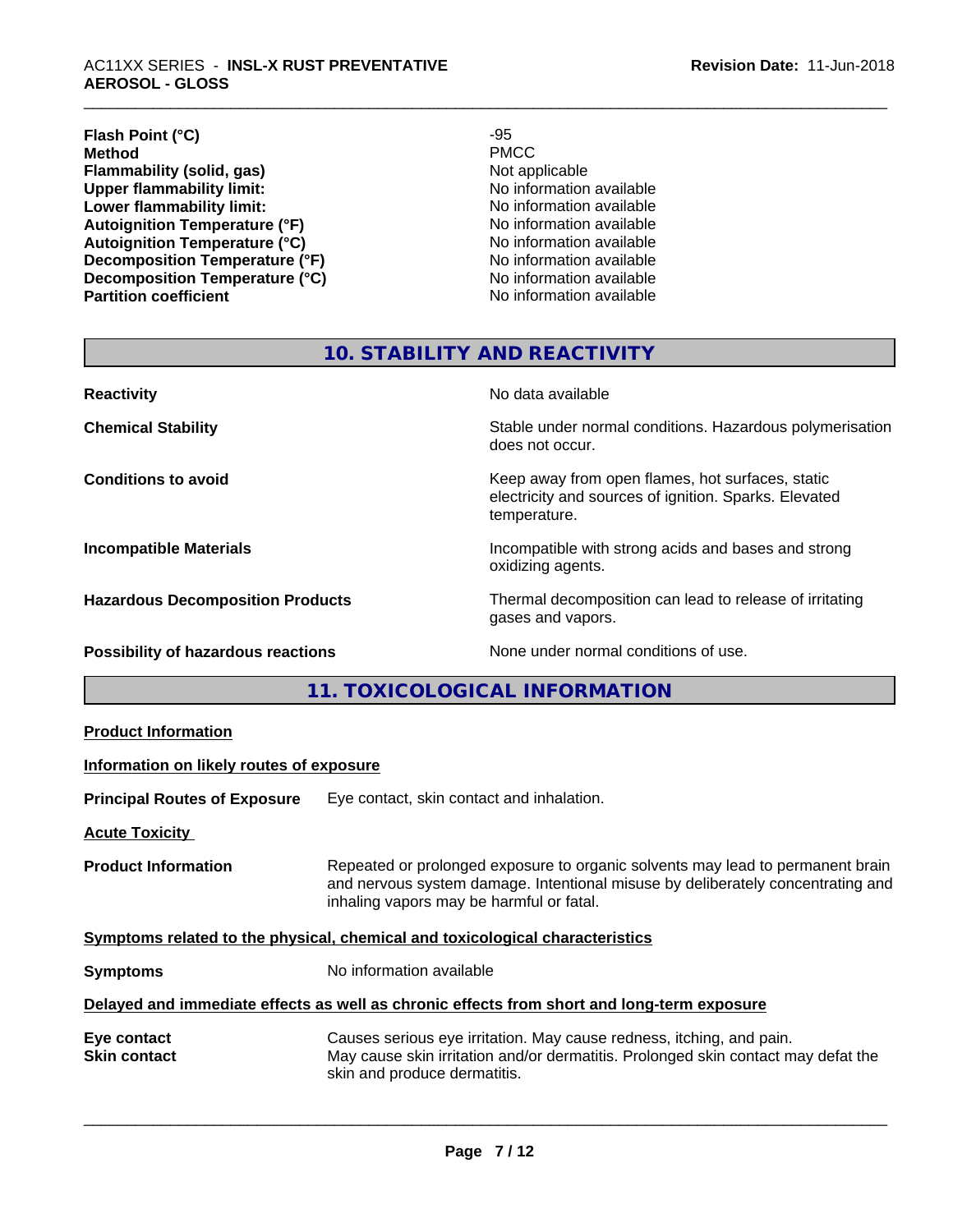| | |
|---|---|
| **Flash Point (°C)** | -95 |
| **Method** | PMCC |
| **Flammability (solid, gas)** | Not applicable |
| **Upper flammability limit:** | No information available |
| **Lower flammability limit:** | No information available |
| **Autoignition Temperature (°F)** | No information available |
| **Autoignition Temperature (°C)** | No information available |
| **Decomposition Temperature (°F)** | No information available |
| **Decomposition Temperature (°C)** | No information available |
| **Partition coefficient** | No information available |

## 10. STABILITY AND REACTIVITY

| | |
|---|---|
| **Reactivity** | No data available |
| **Chemical Stability** | Stable under normal conditions. Hazardous polymerisation does not occur. |
| **Conditions to avoid** | Keep away from open flames, hot surfaces, static electricity and sources of ignition. Sparks. Elevated temperature. |
| **Incompatible Materials** | Incompatible with strong acids and bases and strong oxidizing agents. |
| **Hazardous Decomposition Products** | Thermal decomposition can lead to release of irritating gases and vapors. |
| **Possibility of hazardous reactions** | None under normal conditions of use. |

## 11. TOXICOLOGICAL INFORMATION

**Product Information**

**Information on likely routes of exposure**

**Principal Routes of Exposure** Eye contact, skin contact and inhalation.

**Acute Toxicity**

**Product Information** Repeated or prolonged exposure to organic solvents may lead to permanent brain and nervous system damage. Intentional misuse by deliberately concentrating and inhaling vapors may be harmful or fatal.

**Symptoms related to the physical, chemical and toxicological characteristics**

**Symptoms** No information available

**Delayed and immediate effects as well as chronic effects from short and long-term exposure**

| | |
|---|---|
| **Eye contact** | Causes serious eye irritation. May cause redness, itching, and pain. |
| **Skin contact** | May cause skin irritation and/or dermatitis. Prolonged skin contact may defat the skin and produce dermatitis. |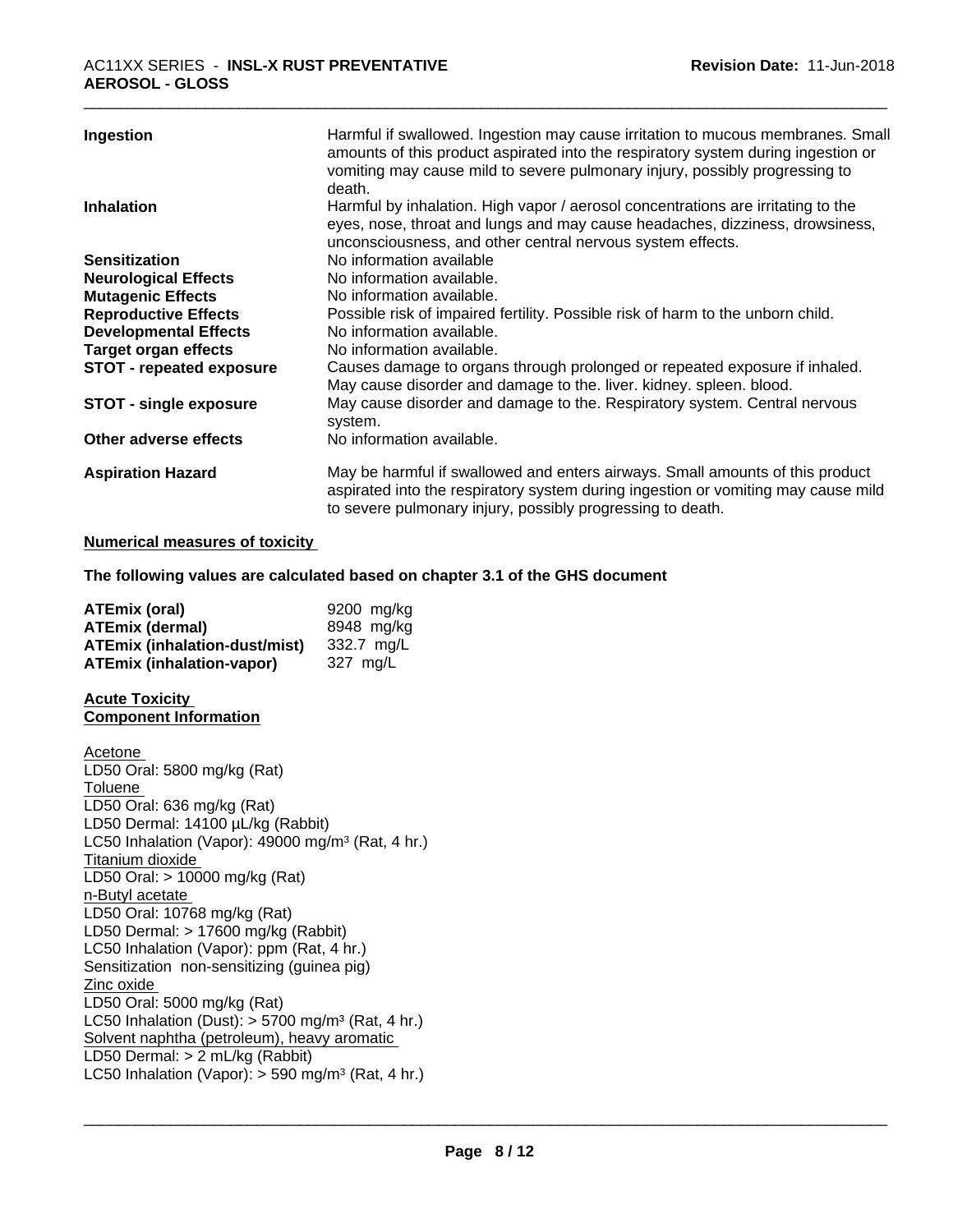| | |
|---|---|
| **Ingestion** | Harmful if swallowed. Ingestion may cause irritation to mucous membranes. Small amounts of this product aspirated into the respiratory system during ingestion or vomiting may cause mild to severe pulmonary injury, possibly progressing to death. |
| **Inhalation** | Harmful by inhalation. High vapor / aerosol concentrations are irritating to the eyes, nose, throat and lungs and may cause headaches, dizziness, drowsiness, unconsciousness, and other central nervous system effects. |
| **Sensitization** | No information available |
| **Neurological Effects** | No information available. |
| **Mutagenic Effects** | No information available. |
| **Reproductive Effects** | Possible risk of impaired fertility. Possible risk of harm to the unborn child. |
| **Developmental Effects** | No information available. |
| **Target organ effects** | No information available. |
| **STOT - repeated exposure** | Causes damage to organs through prolonged or repeated exposure if inhaled. May cause disorder and damage to the. liver. kidney. spleen. blood. |
| **STOT - single exposure** | May cause disorder and damage to the. Respiratory system. Central nervous system. |
| **Other adverse effects** | No information available. |
| **Aspiration Hazard** | May be harmful if swallowed and enters airways. Small amounts of this product aspirated into the respiratory system during ingestion or vomiting may cause mild to severe pulmonary injury, possibly progressing to death. |

**Numerical measures of toxicity**

**The following values are calculated based on chapter 3.1 of the GHS document**

| | |
|---|---|
| **ATEmix (oral)** | 9200 mg/kg |
| **ATEmix (dermal)** | 8948 mg/kg |
| **ATEmix (inhalation-dust/mist)** | 332.7 mg/L |
| **ATEmix (inhalation-vapor)** | 327 mg/L |

**Acute Toxicity**
**Component Information**

Acetone
LD50 Oral: 5800 mg/kg (Rat)
Toluene
LD50 Oral: 636 mg/kg (Rat)
LD50 Dermal: 14100 µL/kg (Rabbit)
LC50 Inhalation (Vapor): 49000 mg/m³ (Rat, 4 hr.)
Titanium dioxide
LD50 Oral: > 10000 mg/kg (Rat)
n-Butyl acetate
LD50 Oral: 10768 mg/kg (Rat)
LD50 Dermal: > 17600 mg/kg (Rabbit)
LC50 Inhalation (Vapor): ppm (Rat, 4 hr.)
Sensitization non-sensitizing (guinea pig)
Zinc oxide
LD50 Oral: 5000 mg/kg (Rat)
LC50 Inhalation (Dust): > 5700 mg/m³ (Rat, 4 hr.)
Solvent naphtha (petroleum), heavy aromatic
LD50 Dermal: > 2 mL/kg (Rabbit)
LC50 Inhalation (Vapor): > 590 mg/m³ (Rat, 4 hr.)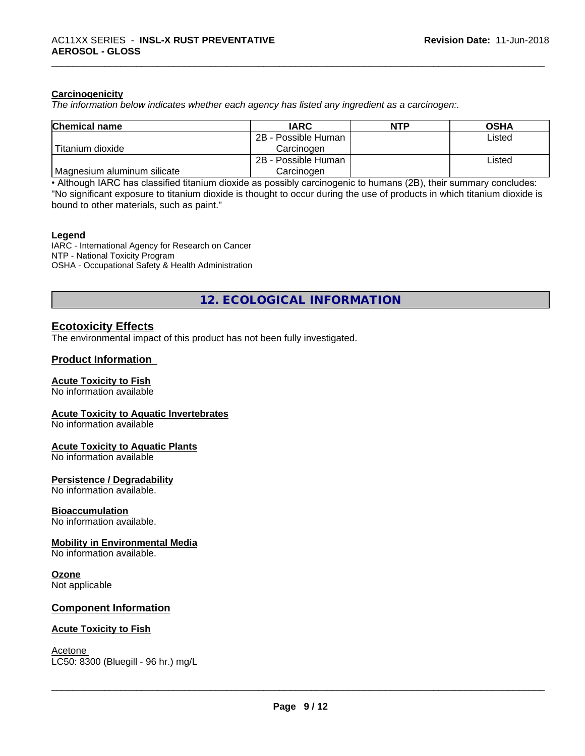### Carcinogenicity

*The information below indicates whether each agency has listed any ingredient as a carcinogen:.*

| Chemical name | IARC | NTP | OSHA |
|---|---|---|---|
| Titanium dioxide | 2B - Possible Human Carcinogen | | Listed |
| Magnesium aluminum silicate | 2B - Possible Human Carcinogen | | Listed |

• Although IARC has classified titanium dioxide as possibly carcinogenic to humans (2B), their summary concludes: "No significant exposure to titanium dioxide is thought to occur during the use of products in which titanium dioxide is bound to other materials, such as paint."

**Legend**

IARC - International Agency for Research on Cancer
NTP - National Toxicity Program
OSHA - Occupational Safety & Health Administration

## 12. ECOLOGICAL INFORMATION

### Ecotoxicity Effects

The environmental impact of this product has not been fully investigated.

### Product Information

**Acute Toxicity to Fish**
No information available

**Acute Toxicity to Aquatic Invertebrates**
No information available

**Acute Toxicity to Aquatic Plants**
No information available

**Persistence / Degradability**
No information available.

**Bioaccumulation**
No information available.

**Mobility in Environmental Media**
No information available.

**Ozone**
Not applicable

### Component Information

**Acute Toxicity to Fish**

Acetone
LC50: 8300 (Bluegill - 96 hr.) mg/L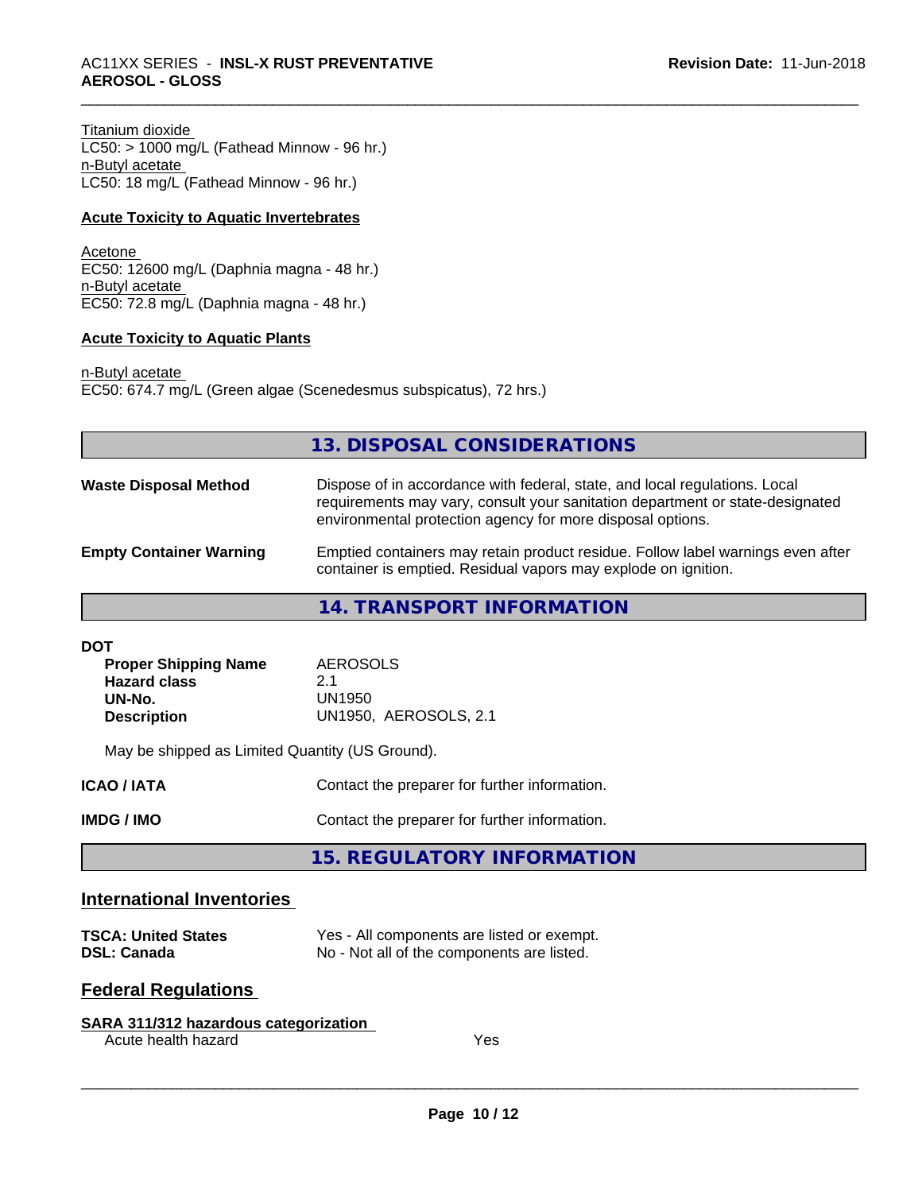Titanium dioxide
LC50: > 1000 mg/L (Fathead Minnow - 96 hr.)
n-Butyl acetate
LC50: 18 mg/L (Fathead Minnow - 96 hr.)

**Acute Toxicity to Aquatic Invertebrates**

Acetone
EC50: 12600 mg/L (Daphnia magna - 48 hr.)
n-Butyl acetate
EC50: 72.8 mg/L (Daphnia magna - 48 hr.)

**Acute Toxicity to Aquatic Plants**

n-Butyl acetate
EC50: 674.7 mg/L (Green algae (Scenedesmus subspicatus), 72 hrs.)

## 13. DISPOSAL CONSIDERATIONS

**Waste Disposal Method**: Dispose of in accordance with federal, state, and local regulations. Local requirements may vary, consult your sanitation department or state-designated environmental protection agency for more disposal options.

**Empty Container Warning**: Emptied containers may retain product residue. Follow label warnings even after container is emptied. Residual vapors may explode on ignition.

## 14. TRANSPORT INFORMATION

**DOT**

| | |
|---|---|
| **Proper Shipping Name** | AEROSOLS |
| **Hazard class** | 2.1 |
| **UN-No.** | UN1950 |
| **Description** | UN1950, AEROSOLS, 2.1 |

May be shipped as Limited Quantity (US Ground).

**ICAO / IATA**: Contact the preparer for further information.

**IMDG / IMO**: Contact the preparer for further information.

## 15. REGULATORY INFORMATION

### International Inventories

| | |
|---|---|
| **TSCA: United States** | Yes - All components are listed or exempt. |
| **DSL: Canada** | No - Not all of the components are listed. |

### Federal Regulations

**SARA 311/312 hazardous categorization**

| | |
|---|---|
| Acute health hazard | Yes |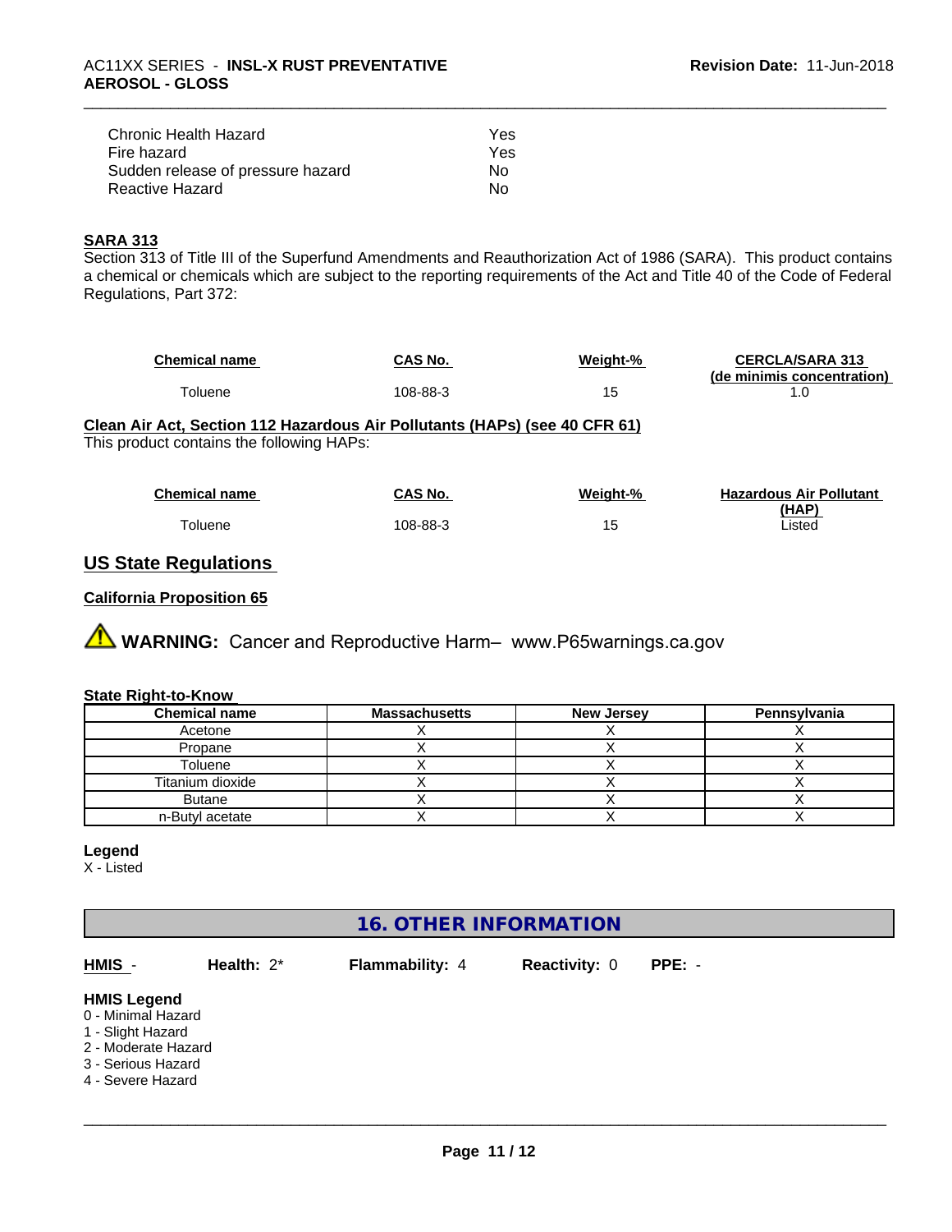| | |
|---|---|
| Chronic Health Hazard | Yes |
| Fire hazard | Yes |
| Sudden release of pressure hazard | No |
| Reactive Hazard | No |

**SARA 313**

Section 313 of Title III of the Superfund Amendments and Reauthorization Act of 1986 (SARA). This product contains a chemical or chemicals which are subject to the reporting requirements of the Act and Title 40 of the Code of Federal Regulations, Part 372:

| Chemical name | CAS No. | Weight-% | CERCLA/SARA 313 (de minimis concentration) |
|---|---|---|---|
| Toluene | 108-88-3 | 15 | 1.0 |

**Clean Air Act, Section 112 Hazardous Air Pollutants (HAPs) (see 40 CFR 61)**

This product contains the following HAPs:

| Chemical name | CAS No. | Weight-% | Hazardous Air Pollutant (HAP) |
|---|---|---|---|
| Toluene | 108-88-3 | 15 | Listed |

## US State Regulations

**California Proposition 65**

⚠ **WARNING:** Cancer and Reproductive Harm– www.P65warnings.ca.gov

**State Right-to-Know**

| Chemical name | Massachusetts | New Jersey | Pennsylvania |
|---|---|---|---|
| Acetone | X | X | X |
| Propane | X | X | X |
| Toluene | X | X | X |
| Titanium dioxide | X | X | X |
| Butane | X | X | X |
| n-Butyl acetate | X | X | X |

**Legend**

X - Listed

## 16. OTHER INFORMATION

**HMIS** - **Health:** 2* **Flammability:** 4 **Reactivity:** 0 **PPE:** -

**HMIS Legend**

0 - Minimal Hazard
1 - Slight Hazard
2 - Moderate Hazard
3 - Serious Hazard
4 - Severe Hazard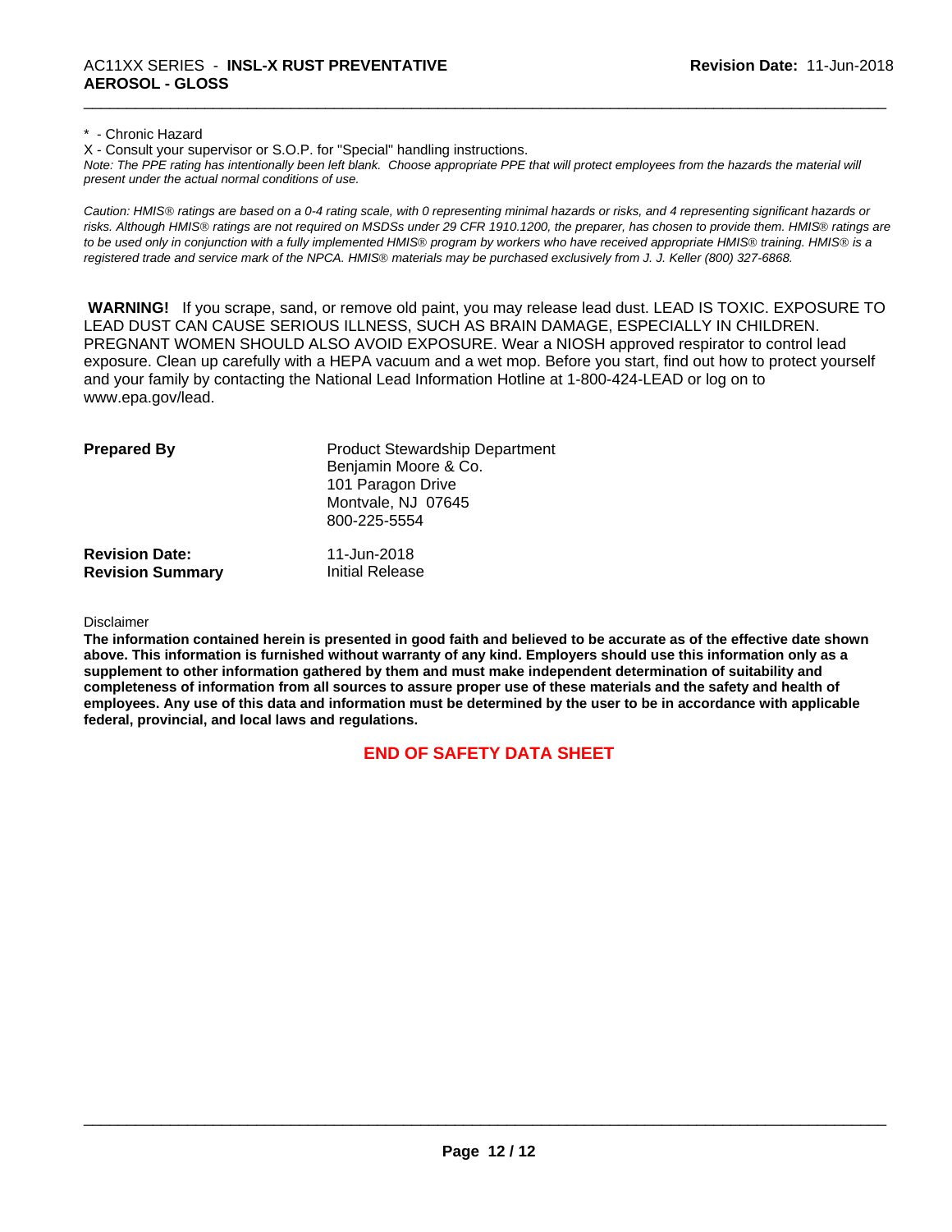* - Chronic Hazard

X - Consult your supervisor or S.O.P. for "Special" handling instructions.

*Note: The PPE rating has intentionally been left blank. Choose appropriate PPE that will protect employees from the hazards the material will present under the actual normal conditions of use.*

*Caution: HMIS® ratings are based on a 0-4 rating scale, with 0 representing minimal hazards or risks, and 4 representing significant hazards or risks. Although HMIS® ratings are not required on MSDSs under 29 CFR 1910.1200, the preparer, has chosen to provide them. HMIS® ratings are to be used only in conjunction with a fully implemented HMIS® program by workers who have received appropriate HMIS® training. HMIS® is a registered trade and service mark of the NPCA. HMIS® materials may be purchased exclusively from J. J. Keller (800) 327-6868.*

**WARNING!** If you scrape, sand, or remove old paint, you may release lead dust. LEAD IS TOXIC. EXPOSURE TO LEAD DUST CAN CAUSE SERIOUS ILLNESS, SUCH AS BRAIN DAMAGE, ESPECIALLY IN CHILDREN. PREGNANT WOMEN SHOULD ALSO AVOID EXPOSURE. Wear a NIOSH approved respirator to control lead exposure. Clean up carefully with a HEPA vacuum and a wet mop. Before you start, find out how to protect yourself and your family by contacting the National Lead Information Hotline at 1-800-424-LEAD or log on to www.epa.gov/lead.

| | |
|---|---|
| **Prepared By** | Product Stewardship Department<br>Benjamin Moore & Co.<br>101 Paragon Drive<br>Montvale, NJ 07645<br>800-225-5554 |
| **Revision Date:** | 11-Jun-2018 |
| **Revision Summary** | Initial Release |

Disclaimer

**The information contained herein is presented in good faith and believed to be accurate as of the effective date shown above. This information is furnished without warranty of any kind. Employers should use this information only as a supplement to other information gathered by them and must make independent determination of suitability and completeness of information from all sources to assure proper use of these materials and the safety and health of employees. Any use of this data and information must be determined by the user to be in accordance with applicable federal, provincial, and local laws and regulations.**

**END OF SAFETY DATA SHEET**